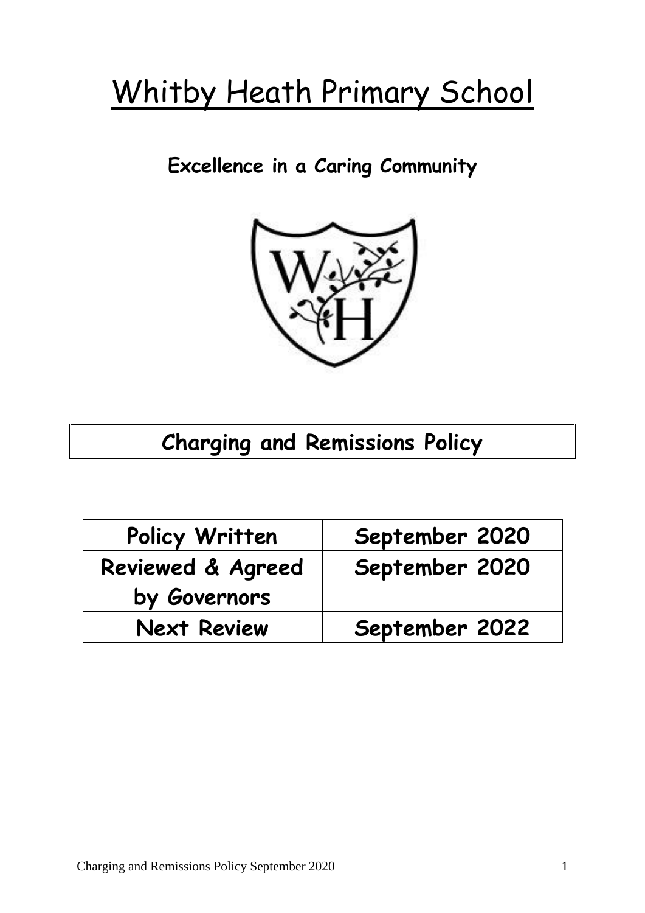# Whitby Heath Primary School

**Excellence in a Caring Community**

## Charging and Remissions Policy

| Policy Written | September 2020 |
| --- | --- |
| Reviewed & Agreed by Governors | September 2020 |
| Next Review | September 2022 |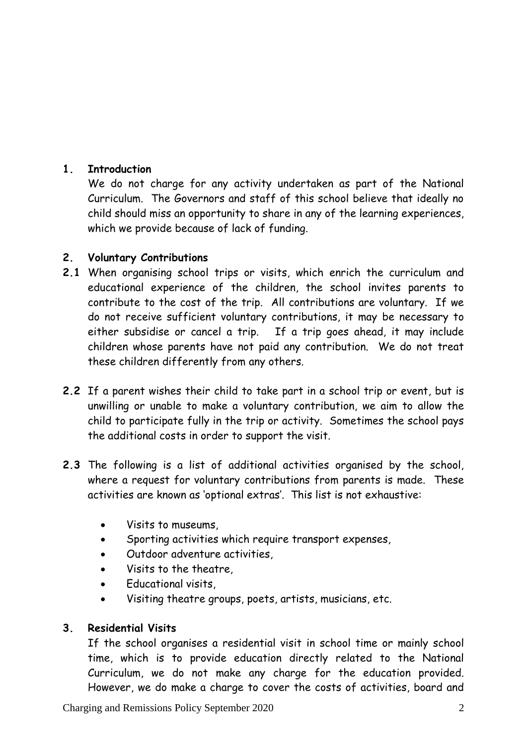## 1. Introduction

We do not charge for any activity undertaken as part of the National Curriculum. The Governors and staff of this school believe that ideally no child should miss an opportunity to share in any of the learning experiences, which we provide because of lack of funding.

## 2. Voluntary Contributions

**2.1** When organising school trips or visits, which enrich the curriculum and educational experience of the children, the school invites parents to contribute to the cost of the trip. All contributions are voluntary. If we do not receive sufficient voluntary contributions, it may be necessary to either subsidise or cancel a trip. If a trip goes ahead, it may include children whose parents have not paid any contribution. We do not treat these children differently from any others.

**2.2** If a parent wishes their child to take part in a school trip or event, but is unwilling or unable to make a voluntary contribution, we aim to allow the child to participate fully in the trip or activity. Sometimes the school pays the additional costs in order to support the visit.

**2.3** The following is a list of additional activities organised by the school, where a request for voluntary contributions from parents is made. These activities are known as 'optional extras'. This list is not exhaustive:

- Visits to museums,
- Sporting activities which require transport expenses,
- Outdoor adventure activities,
- Visits to the theatre,
- Educational visits,
- Visiting theatre groups, poets, artists, musicians, etc.

## 3. Residential Visits

If the school organises a residential visit in school time or mainly school time, which is to provide education directly related to the National Curriculum, we do not make any charge for the education provided. However, we do make a charge to cover the costs of activities, board and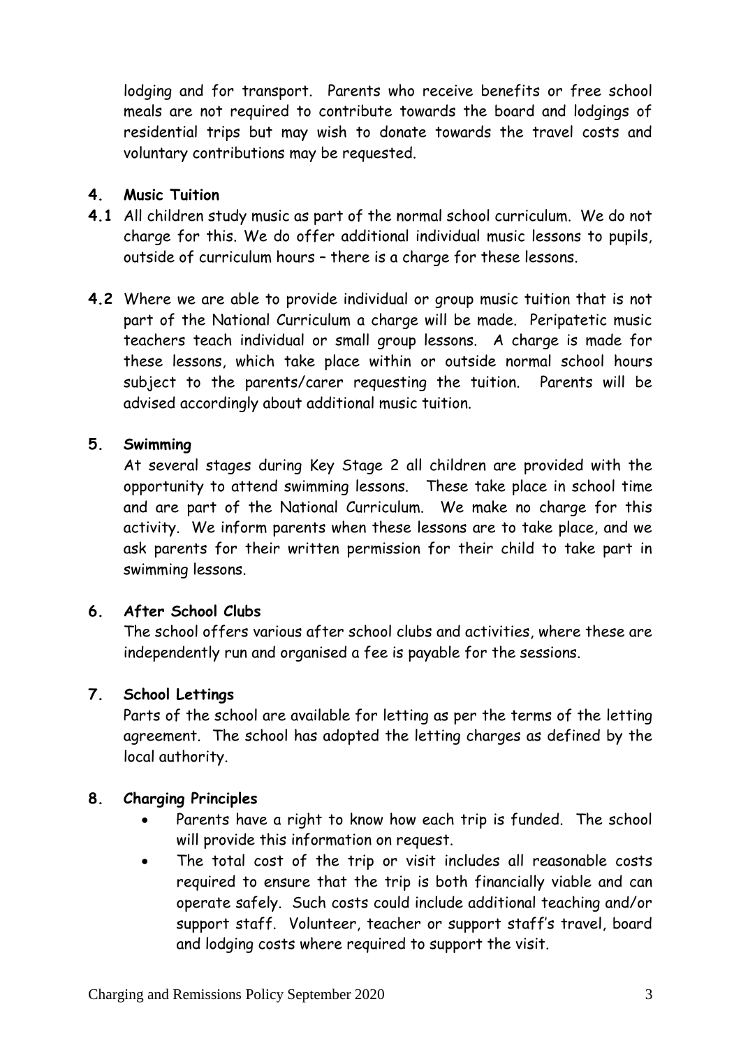lodging and for transport. Parents who receive benefits or free school meals are not required to contribute towards the board and lodgings of residential trips but may wish to donate towards the travel costs and voluntary contributions may be requested.

## 4. Music Tuition

**4.1** All children study music as part of the normal school curriculum. We do not charge for this. We do offer additional individual music lessons to pupils, outside of curriculum hours – there is a charge for these lessons.

**4.2** Where we are able to provide individual or group music tuition that is not part of the National Curriculum a charge will be made. Peripatetic music teachers teach individual or small group lessons. A charge is made for these lessons, which take place within or outside normal school hours subject to the parents/carer requesting the tuition. Parents will be advised accordingly about additional music tuition.

## 5. Swimming

At several stages during Key Stage 2 all children are provided with the opportunity to attend swimming lessons. These take place in school time and are part of the National Curriculum. We make no charge for this activity. We inform parents when these lessons are to take place, and we ask parents for their written permission for their child to take part in swimming lessons.

## 6. After School Clubs

The school offers various after school clubs and activities, where these are independently run and organised a fee is payable for the sessions.

## 7. School Lettings

Parts of the school are available for letting as per the terms of the letting agreement. The school has adopted the letting charges as defined by the local authority.

## 8. Charging Principles

- Parents have a right to know how each trip is funded. The school will provide this information on request.
- The total cost of the trip or visit includes all reasonable costs required to ensure that the trip is both financially viable and can operate safely. Such costs could include additional teaching and/or support staff. Volunteer, teacher or support staff's travel, board and lodging costs where required to support the visit.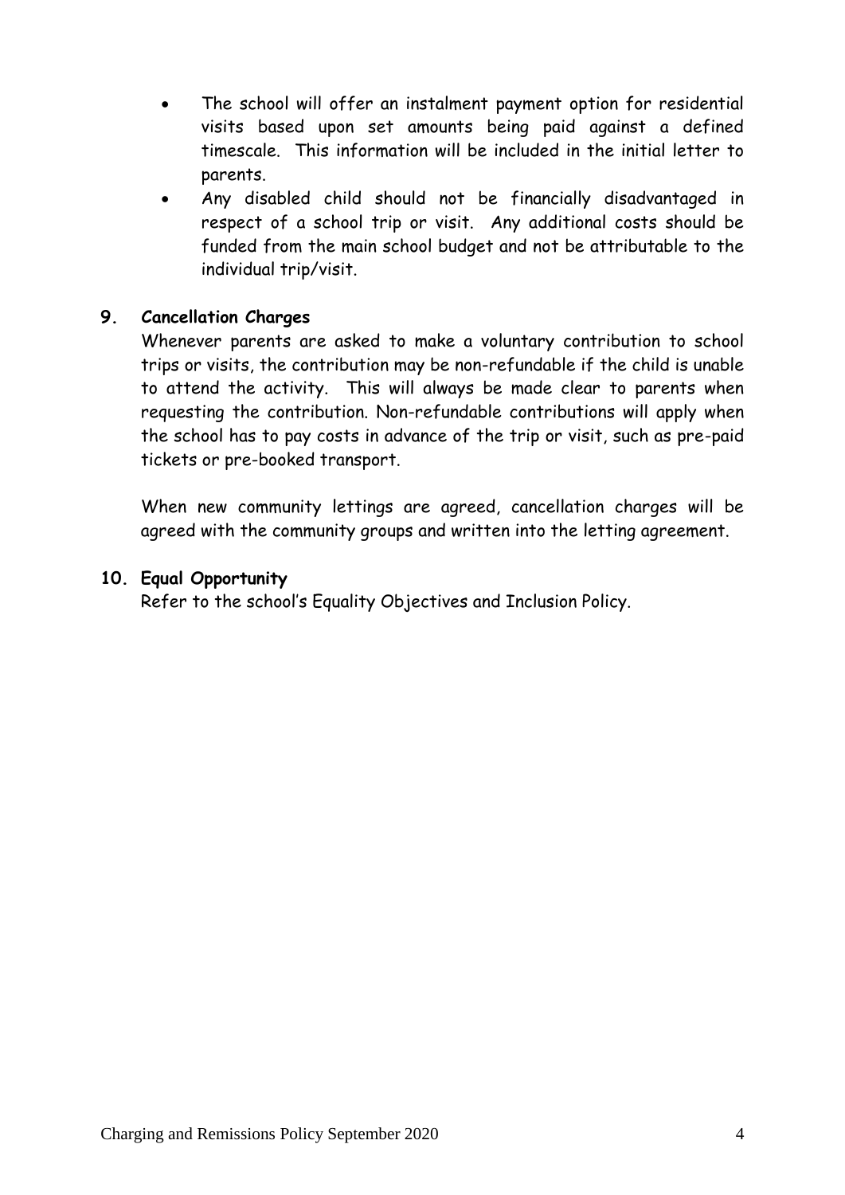- The school will offer an instalment payment option for residential visits based upon set amounts being paid against a defined timescale. This information will be included in the initial letter to parents.
- Any disabled child should not be financially disadvantaged in respect of a school trip or visit. Any additional costs should be funded from the main school budget and not be attributable to the individual trip/visit.

## 9. Cancellation Charges

Whenever parents are asked to make a voluntary contribution to school trips or visits, the contribution may be non-refundable if the child is unable to attend the activity. This will always be made clear to parents when requesting the contribution. Non-refundable contributions will apply when the school has to pay costs in advance of the trip or visit, such as pre-paid tickets or pre-booked transport.

When new community lettings are agreed, cancellation charges will be agreed with the community groups and written into the letting agreement.

## 10. Equal Opportunity

Refer to the school's Equality Objectives and Inclusion Policy.